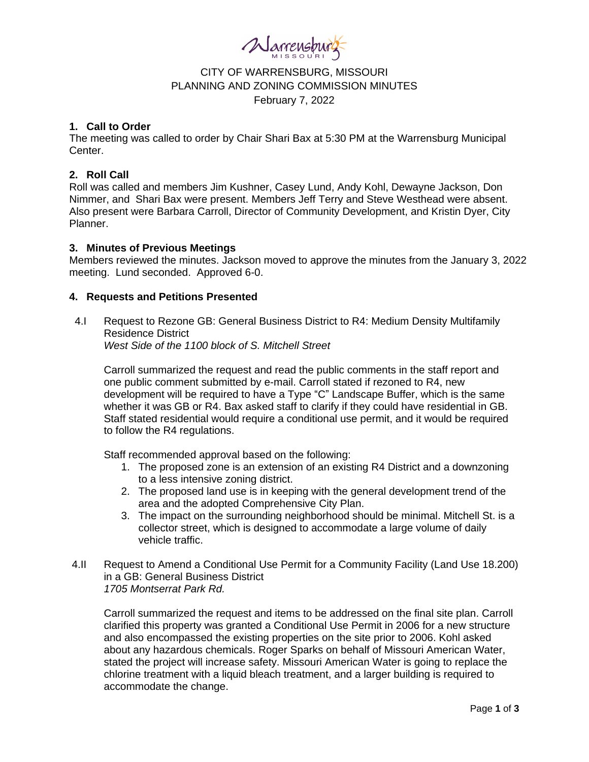# CITY OF WARRENSBURG, MISSOURI
## PLANNING AND ZONING COMMISSION MINUTES
February 7, 2022

### 1. Call to Order

The meeting was called to order by Chair Shari Bax at 5:30 PM at the Warrensburg Municipal Center.

### 2. Roll Call

Roll was called and members Jim Kushner, Casey Lund, Andy Kohl, Dewayne Jackson, Don Nimmer, and Shari Bax were present. Members Jeff Terry and Steve Westhead were absent. Also present were Barbara Carroll, Director of Community Development, and Kristin Dyer, City Planner.

### 3. Minutes of Previous Meetings

Members reviewed the minutes. Jackson moved to approve the minutes from the January 3, 2022 meeting. Lund seconded. Approved 6-0.

### 4. Requests and Petitions Presented

4.I Request to Rezone GB: General Business District to R4: Medium Density Multifamily Residence District
*West Side of the 1100 block of S. Mitchell Street*

Carroll summarized the request and read the public comments in the staff report and one public comment submitted by e-mail. Carroll stated if rezoned to R4, new development will be required to have a Type "C" Landscape Buffer, which is the same whether it was GB or R4. Bax asked staff to clarify if they could have residential in GB. Staff stated residential would require a conditional use permit, and it would be required to follow the R4 regulations.

Staff recommended approval based on the following:

1. The proposed zone is an extension of an existing R4 District and a downzoning to a less intensive zoning district.
2. The proposed land use is in keeping with the general development trend of the area and the adopted Comprehensive City Plan.
3. The impact on the surrounding neighborhood should be minimal. Mitchell St. is a collector street, which is designed to accommodate a large volume of daily vehicle traffic.

4.II Request to Amend a Conditional Use Permit for a Community Facility (Land Use 18.200) in a GB: General Business District
*1705 Montserrat Park Rd.*

Carroll summarized the request and items to be addressed on the final site plan. Carroll clarified this property was granted a Conditional Use Permit in 2006 for a new structure and also encompassed the existing properties on the site prior to 2006. Kohl asked about any hazardous chemicals. Roger Sparks on behalf of Missouri American Water, stated the project will increase safety. Missouri American Water is going to replace the chlorine treatment with a liquid bleach treatment, and a larger building is required to accommodate the change.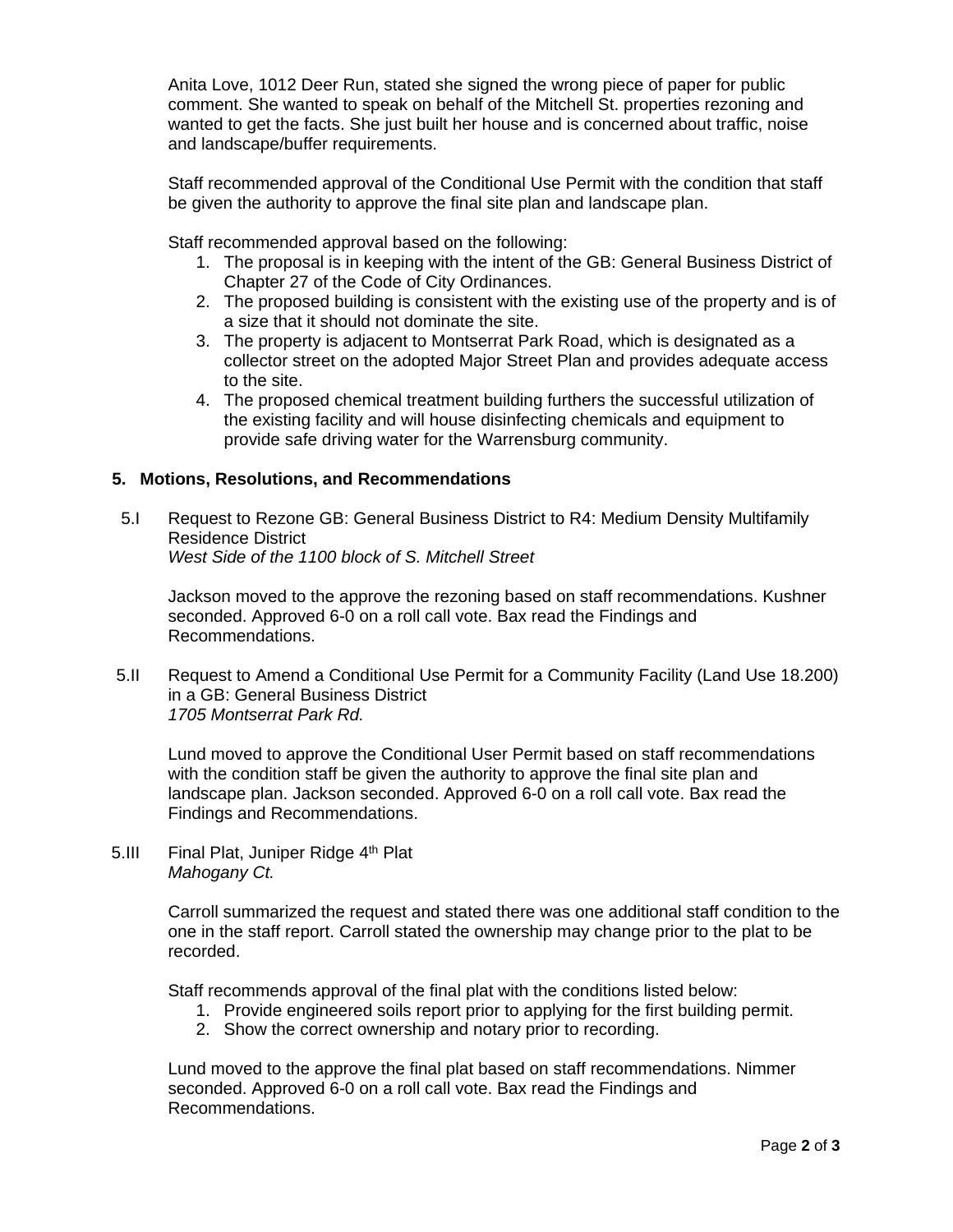Anita Love, 1012 Deer Run, stated she signed the wrong piece of paper for public comment. She wanted to speak on behalf of the Mitchell St. properties rezoning and wanted to get the facts. She just built her house and is concerned about traffic, noise and landscape/buffer requirements.

Staff recommended approval of the Conditional Use Permit with the condition that staff be given the authority to approve the final site plan and landscape plan.

Staff recommended approval based on the following:

1. The proposal is in keeping with the intent of the GB: General Business District of Chapter 27 of the Code of City Ordinances.
2. The proposed building is consistent with the existing use of the property and is of a size that it should not dominate the site.
3. The property is adjacent to Montserrat Park Road, which is designated as a collector street on the adopted Major Street Plan and provides adequate access to the site.
4. The proposed chemical treatment building furthers the successful utilization of the existing facility and will house disinfecting chemicals and equipment to provide safe driving water for the Warrensburg community.

## 5. Motions, Resolutions, and Recommendations

5.I Request to Rezone GB: General Business District to R4: Medium Density Multifamily Residence District
*West Side of the 1100 block of S. Mitchell Street*

Jackson moved to the approve the rezoning based on staff recommendations. Kushner seconded. Approved 6-0 on a roll call vote. Bax read the Findings and Recommendations.

5.II Request to Amend a Conditional Use Permit for a Community Facility (Land Use 18.200) in a GB: General Business District
*1705 Montserrat Park Rd.*

Lund moved to approve the Conditional User Permit based on staff recommendations with the condition staff be given the authority to approve the final site plan and landscape plan. Jackson seconded. Approved 6-0 on a roll call vote. Bax read the Findings and Recommendations.

5.III Final Plat, Juniper Ridge 4th Plat
*Mahogany Ct.*

Carroll summarized the request and stated there was one additional staff condition to the one in the staff report. Carroll stated the ownership may change prior to the plat to be recorded.

Staff recommends approval of the final plat with the conditions listed below:

1. Provide engineered soils report prior to applying for the first building permit.
2. Show the correct ownership and notary prior to recording.

Lund moved to the approve the final plat based on staff recommendations. Nimmer seconded. Approved 6-0 on a roll call vote. Bax read the Findings and Recommendations.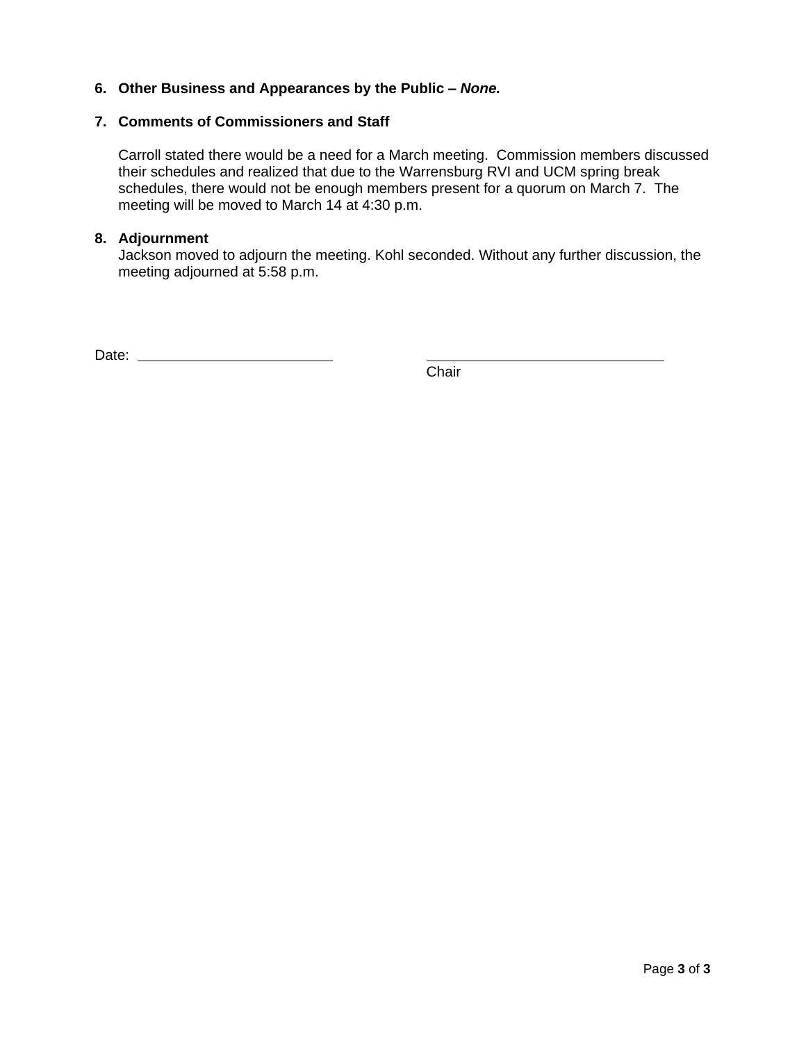**6. Other Business and Appearances by the Public –** ***None.***

**7. Comments of Commissioners and Staff**

Carroll stated there would be a need for a March meeting. Commission members discussed their schedules and realized that due to the Warrensburg RVI and UCM spring break schedules, there would not be enough members present for a quorum on March 7. The meeting will be moved to March 14 at 4:30 p.m.

**8. Adjournment**

Jackson moved to adjourn the meeting. Kohl seconded. Without any further discussion, the meeting adjourned at 5:58 p.m.

Date: ________________________

________________________
Chair